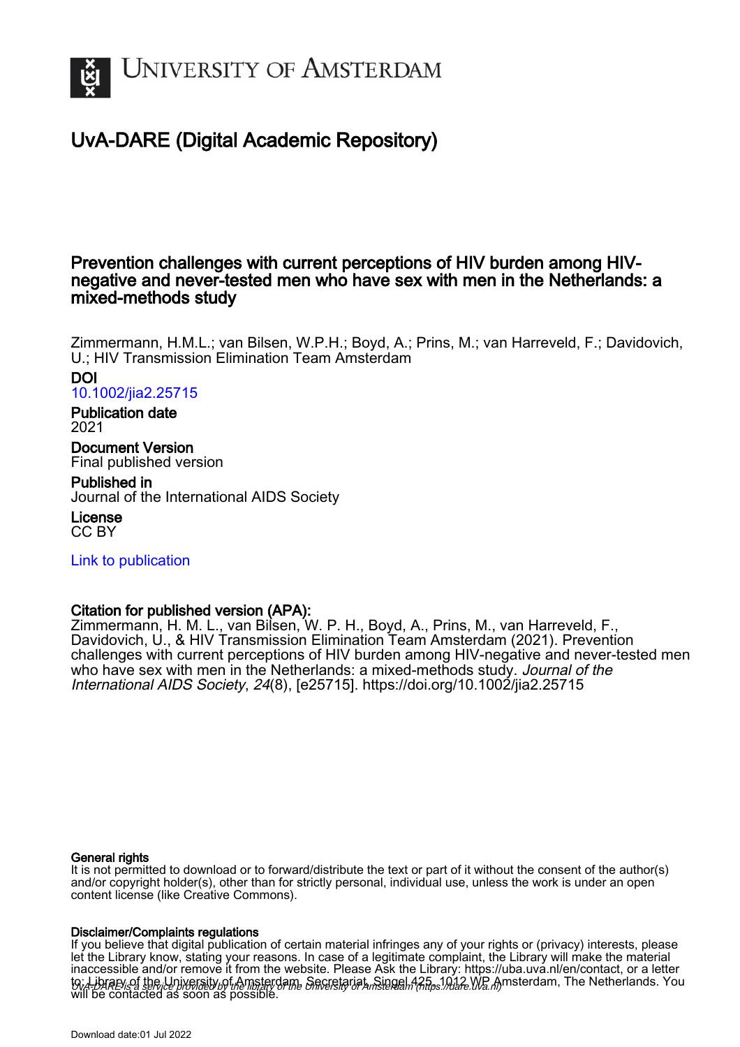# UvA-DARE (Digital Academic Repository)

## Prevention challenges with current perceptions of HIV burden among HIV-negative and never-tested men who have sex with men in the Netherlands: a mixed-methods study

Zimmermann, H.M.L.; van Bilsen, W.P.H.; Boyd, A.; Prins, M.; van Harreveld, F.; Davidovich, U.; HIV Transmission Elimination Team Amsterdam

**DOI**
10.1002/jia2.25715

**Publication date**
2021

**Document Version**
Final published version

**Published in**
Journal of the International AIDS Society

**License**
CC BY

Link to publication

**Citation for published version (APA):**
Zimmermann, H. M. L., van Bilsen, W. P. H., Boyd, A., Prins, M., van Harreveld, F., Davidovich, U., & HIV Transmission Elimination Team Amsterdam (2021). Prevention challenges with current perceptions of HIV burden among HIV-negative and never-tested men who have sex with men in the Netherlands: a mixed-methods study. *Journal of the International AIDS Society*, *24*(8), [e25715]. https://doi.org/10.1002/jia2.25715

**General rights**
It is not permitted to download or to forward/distribute the text or part of it without the consent of the author(s) and/or copyright holder(s), other than for strictly personal, individual use, unless the work is under an open content license (like Creative Commons).

**Disclaimer/Complaints regulations**
If you believe that digital publication of certain material infringes any of your rights or (privacy) interests, please let the Library know, stating your reasons. In case of a legitimate complaint, the Library will make the material inaccessible and/or remove it from the website. Please Ask the Library: https://uba.uva.nl/en/contact, or a letter to: Library of the University of Amsterdam, Secretariat, Singel 425, 1012 WP Amsterdam, The Netherlands. You will be contacted as soon as possible.

UvA-DARE is a service provided by the library of the University of Amsterdam (https://dare.uva.nl)

Download date:01 Jul 2022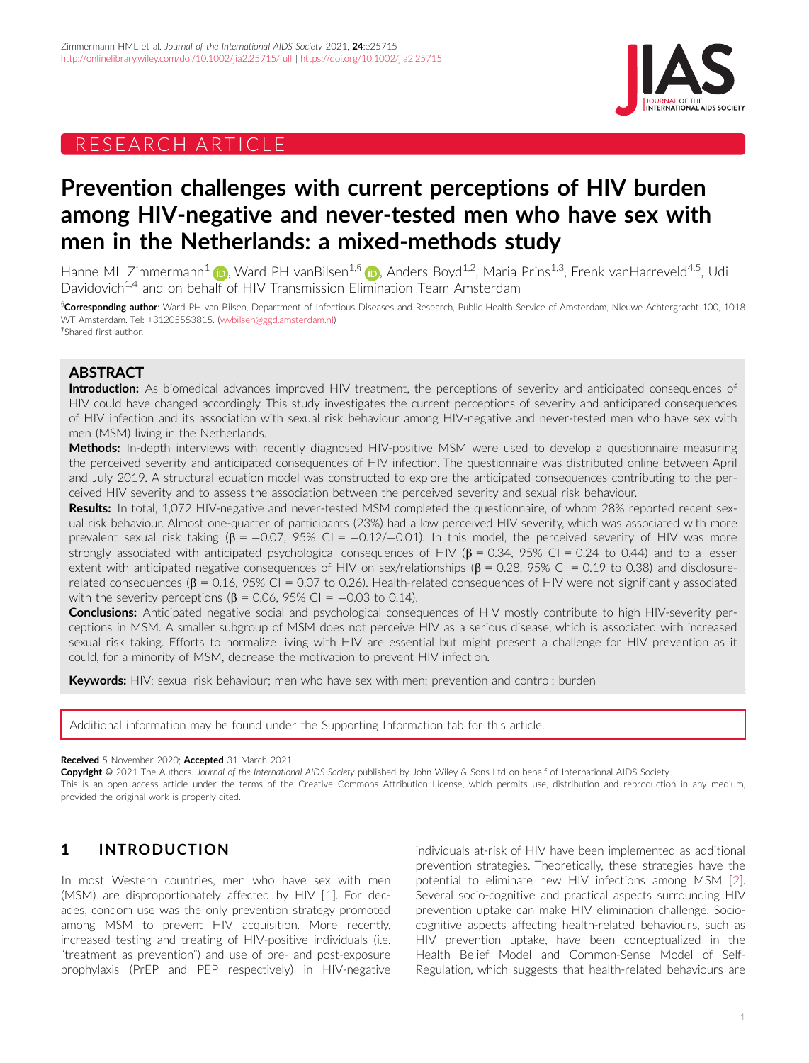Zimmermann HML et al. *Journal of the International AIDS Society* 2021, **24**:e25715
http://onlinelibrary.wiley.com/doi/10.1002/jia2.25715/full | https://doi.org/10.1002/jia2.25715

RESEARCH ARTICLE

# Prevention challenges with current perceptions of HIV burden among HIV-negative and never-tested men who have sex with men in the Netherlands: a mixed-methods study

Hanne ML Zimmermann[1], Ward PH vanBilsen[1,§], Anders Boyd[1,2], Maria Prins[1,3], Frenk vanHarreveld[4,5], Udi Davidovich[1,4] and on behalf of HIV Transmission Elimination Team Amsterdam

[§]**Corresponding author**: Ward PH van Bilsen, Department of Infectious Diseases and Research, Public Health Service of Amsterdam, Nieuwe Achtergracht 100, 1018 WT Amsterdam. Tel: +31205553815. (wvbilsen@ggd.amsterdam.nl)
[†]Shared first author.

## ABSTRACT

**Introduction:** As biomedical advances improved HIV treatment, the perceptions of severity and anticipated consequences of HIV could have changed accordingly. This study investigates the current perceptions of severity and anticipated consequences of HIV infection and its association with sexual risk behaviour among HIV-negative and never-tested men who have sex with men (MSM) living in the Netherlands.

**Methods:** In-depth interviews with recently diagnosed HIV-positive MSM were used to develop a questionnaire measuring the perceived severity and anticipated consequences of HIV infection. The questionnaire was distributed online between April and July 2019. A structural equation model was constructed to explore the anticipated consequences contributing to the perceived HIV severity and to assess the association between the perceived severity and sexual risk behaviour.

**Results:** In total, 1,072 HIV-negative and never-tested MSM completed the questionnaire, of whom 28% reported recent sexual risk behaviour. Almost one-quarter of participants (23%) had a low perceived HIV severity, which was associated with more prevalent sexual risk taking (β = −0.07, 95% CI = −0.12/−0.01). In this model, the perceived severity of HIV was more strongly associated with anticipated psychological consequences of HIV (β = 0.34, 95% CI = 0.24 to 0.44) and to a lesser extent with anticipated negative consequences of HIV on sex/relationships (β = 0.28, 95% CI = 0.19 to 0.38) and disclosure-related consequences (β = 0.16, 95% CI = 0.07 to 0.26). Health-related consequences of HIV were not significantly associated with the severity perceptions (β = 0.06, 95% CI = −0.03 to 0.14).

**Conclusions:** Anticipated negative social and psychological consequences of HIV mostly contribute to high HIV-severity perceptions in MSM. A smaller subgroup of MSM does not perceive HIV as a serious disease, which is associated with increased sexual risk taking. Efforts to normalize living with HIV are essential but might present a challenge for HIV prevention as it could, for a minority of MSM, decrease the motivation to prevent HIV infection.

**Keywords:** HIV; sexual risk behaviour; men who have sex with men; prevention and control; burden

Additional information may be found under the Supporting Information tab for this article.

**Received** 5 November 2020; **Accepted** 31 March 2021

**Copyright** © 2021 The Authors. *Journal of the International AIDS Society* published by John Wiley & Sons Ltd on behalf of International AIDS Society
This is an open access article under the terms of the Creative Commons Attribution License, which permits use, distribution and reproduction in any medium, provided the original work is properly cited.

## 1 | INTRODUCTION

In most Western countries, men who have sex with men (MSM) are disproportionately affected by HIV [1]. For decades, condom use was the only prevention strategy promoted among MSM to prevent HIV acquisition. More recently, increased testing and treating of HIV-positive individuals (i.e. "treatment as prevention") and use of pre- and post-exposure prophylaxis (PrEP and PEP respectively) in HIV-negative individuals at-risk of HIV have been implemented as additional prevention strategies. Theoretically, these strategies have the potential to eliminate new HIV infections among MSM [2]. Several socio-cognitive and practical aspects surrounding HIV prevention uptake can make HIV elimination challenge. Socio-cognitive aspects affecting health-related behaviours, such as HIV prevention uptake, have been conceptualized in the Health Belief Model and Common-Sense Model of Self-Regulation, which suggests that health-related behaviours are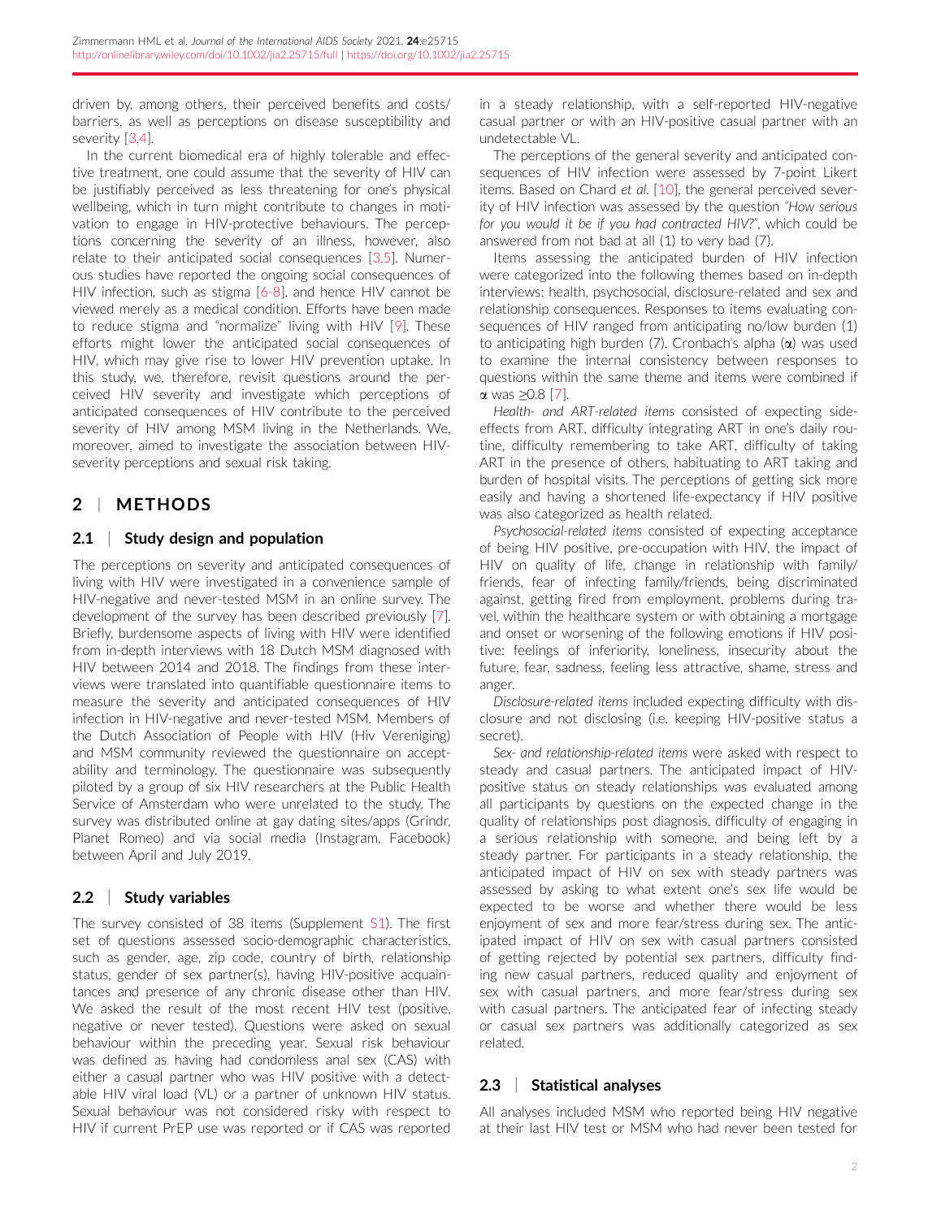driven by, among others, their perceived benefits and costs/barriers, as well as perceptions on disease susceptibility and severity [3,4].

In the current biomedical era of highly tolerable and effective treatment, one could assume that the severity of HIV can be justifiably perceived as less threatening for one's physical wellbeing, which in turn might contribute to changes in motivation to engage in HIV-protective behaviours. The perceptions concerning the severity of an illness, however, also relate to their anticipated social consequences [3,5]. Numerous studies have reported the ongoing social consequences of HIV infection, such as stigma [6-8], and hence HIV cannot be viewed merely as a medical condition. Efforts have been made to reduce stigma and "normalize" living with HIV [9]. These efforts might lower the anticipated social consequences of HIV, which may give rise to lower HIV prevention uptake. In this study, we, therefore, revisit questions around the perceived HIV severity and investigate which perceptions of anticipated consequences of HIV contribute to the perceived severity of HIV among MSM living in the Netherlands. We, moreover, aimed to investigate the association between HIV-severity perceptions and sexual risk taking.

## 2 | METHODS

### 2.1 | Study design and population

The perceptions on severity and anticipated consequences of living with HIV were investigated in a convenience sample of HIV-negative and never-tested MSM in an online survey. The development of the survey has been described previously [7]. Briefly, burdensome aspects of living with HIV were identified from in-depth interviews with 18 Dutch MSM diagnosed with HIV between 2014 and 2018. The findings from these interviews were translated into quantifiable questionnaire items to measure the severity and anticipated consequences of HIV infection in HIV-negative and never-tested MSM. Members of the Dutch Association of People with HIV (Hiv Vereniging) and MSM community reviewed the questionnaire on acceptability and terminology. The questionnaire was subsequently piloted by a group of six HIV researchers at the Public Health Service of Amsterdam who were unrelated to the study. The survey was distributed online at gay dating sites/apps (Grindr, Planet Romeo) and via social media (Instagram, Facebook) between April and July 2019.

### 2.2 | Study variables

The survey consisted of 38 items (Supplement S1). The first set of questions assessed socio-demographic characteristics, such as gender, age, zip code, country of birth, relationship status, gender of sex partner(s), having HIV-positive acquaintances and presence of any chronic disease other than HIV. We asked the result of the most recent HIV test (positive, negative or never tested). Questions were asked on sexual behaviour within the preceding year. Sexual risk behaviour was defined as having had condomless anal sex (CAS) with either a casual partner who was HIV positive with a detectable HIV viral load (VL) or a partner of unknown HIV status. Sexual behaviour was not considered risky with respect to HIV if current PrEP use was reported or if CAS was reported in a steady relationship, with a self-reported HIV-negative casual partner or with an HIV-positive casual partner with an undetectable VL.

The perceptions of the general severity and anticipated consequences of HIV infection were assessed by 7-point Likert items. Based on Chard *et al.* [10], the general perceived severity of HIV infection was assessed by the question *"How serious for you would it be if you had contracted HIV?"*, which could be answered from not bad at all (1) to very bad (7).

Items assessing the anticipated burden of HIV infection were categorized into the following themes based on in-depth interviews: health, psychosocial, disclosure-related and sex and relationship consequences. Responses to items evaluating consequences of HIV ranged from anticipating no/low burden (1) to anticipating high burden (7). Cronbach's alpha ($\alpha$) was used to examine the internal consistency between responses to questions within the same theme and items were combined if $\alpha$ was $\geq$0.8 [7].

*Health- and ART-related items* consisted of expecting side-effects from ART, difficulty integrating ART in one's daily routine, difficulty remembering to take ART, difficulty of taking ART in the presence of others, habituating to ART taking and burden of hospital visits. The perceptions of getting sick more easily and having a shortened life-expectancy if HIV positive was also categorized as health related.

*Psychosocial-related items* consisted of expecting acceptance of being HIV positive, pre-occupation with HIV, the impact of HIV on quality of life, change in relationship with family/friends, fear of infecting family/friends, being discriminated against, getting fired from employment, problems during travel, within the healthcare system or with obtaining a mortgage and onset or worsening of the following emotions if HIV positive: feelings of inferiority, loneliness, insecurity about the future, fear, sadness, feeling less attractive, shame, stress and anger.

*Disclosure-related items* included expecting difficulty with disclosure and not disclosing (i.e. keeping HIV-positive status a secret).

*Sex- and relationship-related items* were asked with respect to steady and casual partners. The anticipated impact of HIV-positive status on steady relationships was evaluated among all participants by questions on the expected change in the quality of relationships post diagnosis, difficulty of engaging in a serious relationship with someone, and being left by a steady partner. For participants in a steady relationship, the anticipated impact of HIV on sex with steady partners was assessed by asking to what extent one's sex life would be expected to be worse and whether there would be less enjoyment of sex and more fear/stress during sex. The anticipated impact of HIV on sex with casual partners consisted of getting rejected by potential sex partners, difficulty finding new casual partners, reduced quality and enjoyment of sex with casual partners, and more fear/stress during sex with casual partners. The anticipated fear of infecting steady or casual sex partners was additionally categorized as sex related.

### 2.3 | Statistical analyses

All analyses included MSM who reported being HIV negative at their last HIV test or MSM who had never been tested for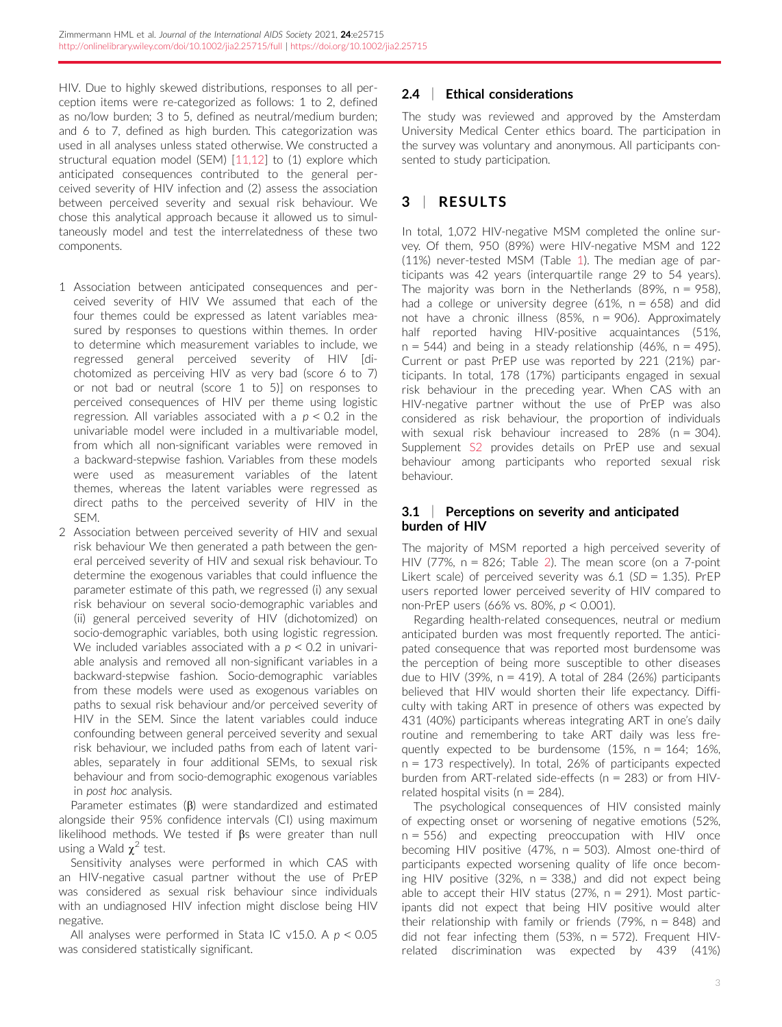HIV. Due to highly skewed distributions, responses to all perception items were re-categorized as follows: 1 to 2, defined as no/low burden; 3 to 5, defined as neutral/medium burden; and 6 to 7, defined as high burden. This categorization was used in all analyses unless stated otherwise. We constructed a structural equation model (SEM) [11,12] to (1) explore which anticipated consequences contributed to the general perceived severity of HIV infection and (2) assess the association between perceived severity and sexual risk behaviour. We chose this analytical approach because it allowed us to simultaneously model and test the interrelatedness of these two components.

1. Association between anticipated consequences and perceived severity of HIV We assumed that each of the four themes could be expressed as latent variables measured by responses to questions within themes. In order to determine which measurement variables to include, we regressed general perceived severity of HIV [dichotomized as perceiving HIV as very bad (score 6 to 7) or not bad or neutral (score 1 to 5)] on responses to perceived consequences of HIV per theme using logistic regression. All variables associated with a $p < 0.2$ in the univariable model were included in a multivariable model, from which all non-significant variables were removed in a backward-stepwise fashion. Variables from these models were used as measurement variables of the latent themes, whereas the latent variables were regressed as direct paths to the perceived severity of HIV in the SEM.
2. Association between perceived severity of HIV and sexual risk behaviour We then generated a path between the general perceived severity of HIV and sexual risk behaviour. To determine the exogenous variables that could influence the parameter estimate of this path, we regressed (i) any sexual risk behaviour on several socio-demographic variables and (ii) general perceived severity of HIV (dichotomized) on socio-demographic variables, both using logistic regression. We included variables associated with a $p < 0.2$ in univariable analysis and removed all non-significant variables in a backward-stepwise fashion. Socio-demographic variables from these models were used as exogenous variables on paths to sexual risk behaviour and/or perceived severity of HIV in the SEM. Since the latent variables could induce confounding between general perceived severity and sexual risk behaviour, we included paths from each of latent variables, separately in four additional SEMs, to sexual risk behaviour and from socio-demographic exogenous variables in *post hoc* analysis.

Parameter estimates ($\beta$) were standardized and estimated alongside their 95% confidence intervals (CI) using maximum likelihood methods. We tested if $\beta$s were greater than null using a Wald $\chi^2$ test.

Sensitivity analyses were performed in which CAS with an HIV-negative casual partner without the use of PrEP was considered as sexual risk behaviour since individuals with an undiagnosed HIV infection might disclose being HIV negative.

All analyses were performed in Stata IC v15.0. A $p < 0.05$ was considered statistically significant.

## 2.4 | Ethical considerations

The study was reviewed and approved by the Amsterdam University Medical Center ethics board. The participation in the survey was voluntary and anonymous. All participants consented to study participation.

# 3 | RESULTS

In total, 1,072 HIV-negative MSM completed the online survey. Of them, 950 (89%) were HIV-negative MSM and 122 (11%) never-tested MSM (Table 1). The median age of participants was 42 years (interquartile range 29 to 54 years). The majority was born in the Netherlands (89%, n = 958), had a college or university degree (61%, n = 658) and did not have a chronic illness (85%, n = 906). Approximately half reported having HIV-positive acquaintances (51%, n = 544) and being in a steady relationship (46%, n = 495). Current or past PrEP use was reported by 221 (21%) participants. In total, 178 (17%) participants engaged in sexual risk behaviour in the preceding year. When CAS with an HIV-negative partner without the use of PrEP was also considered as risk behaviour, the proportion of individuals with sexual risk behaviour increased to 28% (n = 304). Supplement S2 provides details on PrEP use and sexual behaviour among participants who reported sexual risk behaviour.

## 3.1 | Perceptions on severity and anticipated burden of HIV

The majority of MSM reported a high perceived severity of HIV (77%, n = 826; Table 2). The mean score (on a 7-point Likert scale) of perceived severity was 6.1 (*SD* = 1.35). PrEP users reported lower perceived severity of HIV compared to non-PrEP users (66% vs. 80%, $p < 0.001$).

Regarding health-related consequences, neutral or medium anticipated burden was most frequently reported. The anticipated consequence that was reported most burdensome was the perception of being more susceptible to other diseases due to HIV (39%, n = 419). A total of 284 (26%) participants believed that HIV would shorten their life expectancy. Difficulty with taking ART in presence of others was expected by 431 (40%) participants whereas integrating ART in one's daily routine and remembering to take ART daily was less frequently expected to be burdensome (15%, n = 164; 16%, n = 173 respectively). In total, 26% of participants expected burden from ART-related side-effects (n = 283) or from HIV-related hospital visits (n = 284).

The psychological consequences of HIV consisted mainly of expecting onset or worsening of negative emotions (52%, n = 556) and expecting preoccupation with HIV once becoming HIV positive (47%, n = 503). Almost one-third of participants expected worsening quality of life once becoming HIV positive (32%, n = 338,) and did not expect being able to accept their HIV status (27%, n = 291). Most participants did not expect that being HIV positive would alter their relationship with family or friends (79%, n = 848) and did not fear infecting them (53%, n = 572). Frequent HIV-related discrimination was expected by 439 (41%)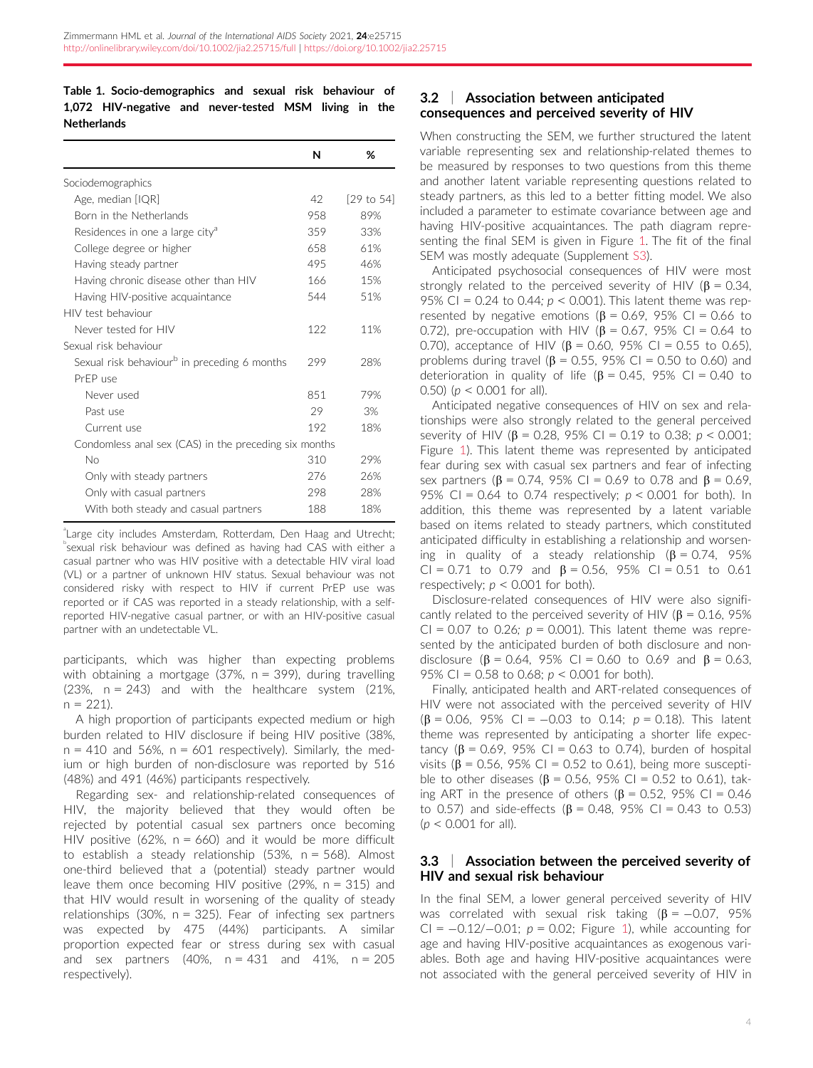**Table 1. Socio-demographics and sexual risk behaviour of 1,072 HIV-negative and never-tested MSM living in the Netherlands**

| | N | % |
|---|---|---|
| Sociodemographics | | |
| Age, median [IQR] | 42 | [29 to 54] |
| Born in the Netherlands | 958 | 89% |
| Residences in one a large city[a] | 359 | 33% |
| College degree or higher | 658 | 61% |
| Having steady partner | 495 | 46% |
| Having chronic disease other than HIV | 166 | 15% |
| Having HIV-positive acquaintance | 544 | 51% |
| HIV test behaviour | | |
| Never tested for HIV | 122 | 11% |
| Sexual risk behaviour | | |
| Sexual risk behaviour[b] in preceding 6 months | 299 | 28% |
| PrEP use | | |
| Never used | 851 | 79% |
| Past use | 29 | 3% |
| Current use | 192 | 18% |
| Condomless anal sex (CAS) in the preceding six months | | |
| No | 310 | 29% |
| Only with steady partners | 276 | 26% |
| Only with casual partners | 298 | 28% |
| With both steady and casual partners | 188 | 18% |

[a]Large city includes Amsterdam, Rotterdam, Den Haag and Utrecht; [b]sexual risk behaviour was defined as having had CAS with either a casual partner who was HIV positive with a detectable HIV viral load (VL) or a partner of unknown HIV status. Sexual behaviour was not considered risky with respect to HIV if current PrEP use was reported or if CAS was reported in a steady relationship, with a self-reported HIV-negative casual partner, or with an HIV-positive casual partner with an undetectable VL.

participants, which was higher than expecting problems with obtaining a mortgage (37%, n = 399), during travelling (23%, n = 243) and with the healthcare system (21%, n = 221).

A high proportion of participants expected medium or high burden related to HIV disclosure if being HIV positive (38%, n = 410 and 56%, n = 601 respectively). Similarly, the medium or high burden of non-disclosure was reported by 516 (48%) and 491 (46%) participants respectively.

Regarding sex- and relationship-related consequences of HIV, the majority believed that they would often be rejected by potential casual sex partners once becoming HIV positive (62%, n = 660) and it would be more difficult to establish a steady relationship (53%, n = 568). Almost one-third believed that a (potential) steady partner would leave them once becoming HIV positive (29%, n = 315) and that HIV would result in worsening of the quality of steady relationships (30%, n = 325). Fear of infecting sex partners was expected by 475 (44%) participants. A similar proportion expected fear or stress during sex with casual and sex partners (40%, n = 431 and 41%, n = 205 respectively).

## 3.2 | Association between anticipated consequences and perceived severity of HIV

When constructing the SEM, we further structured the latent variable representing sex and relationship-related themes to be measured by responses to two questions from this theme and another latent variable representing questions related to steady partners, as this led to a better fitting model. We also included a parameter to estimate covariance between age and having HIV-positive acquaintances. The path diagram representing the final SEM is given in Figure 1. The fit of the final SEM was mostly adequate (Supplement S3).

Anticipated psychosocial consequences of HIV were most strongly related to the perceived severity of HIV ($\beta$ = 0.34, 95% CI = 0.24 to 0.44; $p$ < 0.001). This latent theme was represented by negative emotions ($\beta$ = 0.69, 95% CI = 0.66 to 0.72), pre-occupation with HIV ($\beta$ = 0.67, 95% CI = 0.64 to 0.70), acceptance of HIV ($\beta$ = 0.60, 95% CI = 0.55 to 0.65), problems during travel ($\beta$ = 0.55, 95% CI = 0.50 to 0.60) and deterioration in quality of life ($\beta$ = 0.45, 95% CI = 0.40 to 0.50) ($p$ < 0.001 for all).

Anticipated negative consequences of HIV on sex and relationships were also strongly related to the general perceived severity of HIV ($\beta$ = 0.28, 95% CI = 0.19 to 0.38; $p$ < 0.001; Figure 1). This latent theme was represented by anticipated fear during sex with casual sex partners and fear of infecting sex partners ($\beta$ = 0.74, 95% CI = 0.69 to 0.78 and $\beta$ = 0.69, 95% CI = 0.64 to 0.74 respectively; $p$ < 0.001 for both). In addition, this theme was represented by a latent variable based on items related to steady partners, which constituted anticipated difficulty in establishing a relationship and worsening in quality of a steady relationship ($\beta$ = 0.74, 95% CI = 0.71 to 0.79 and $\beta$ = 0.56, 95% CI = 0.51 to 0.61 respectively; $p$ < 0.001 for both).

Disclosure-related consequences of HIV were also significantly related to the perceived severity of HIV ($\beta$ = 0.16, 95% CI = 0.07 to 0.26; $p$ = 0.001). This latent theme was represented by the anticipated burden of both disclosure and non-disclosure ($\beta$ = 0.64, 95% CI = 0.60 to 0.69 and $\beta$ = 0.63, 95% CI = 0.58 to 0.68; $p$ < 0.001 for both).

Finally, anticipated health and ART-related consequences of HIV were not associated with the perceived severity of HIV ($\beta$ = 0.06, 95% CI = −0.03 to 0.14; $p$ = 0.18). This latent theme was represented by anticipating a shorter life expectancy ($\beta$ = 0.69, 95% CI = 0.63 to 0.74), burden of hospital visits ($\beta$ = 0.56, 95% CI = 0.52 to 0.61), being more susceptible to other diseases ($\beta$ = 0.56, 95% CI = 0.52 to 0.61), taking ART in the presence of others ($\beta$ = 0.52, 95% CI = 0.46 to 0.57) and side-effects ($\beta$ = 0.48, 95% CI = 0.43 to 0.53) ($p$ < 0.001 for all).

## 3.3 | Association between the perceived severity of HIV and sexual risk behaviour

In the final SEM, a lower general perceived severity of HIV was correlated with sexual risk taking ($\beta$ = −0.07, 95% CI = −0.12/−0.01; $p$ = 0.02; Figure 1), while accounting for age and having HIV-positive acquaintances as exogenous variables. Both age and having HIV-positive acquaintances were not associated with the general perceived severity of HIV in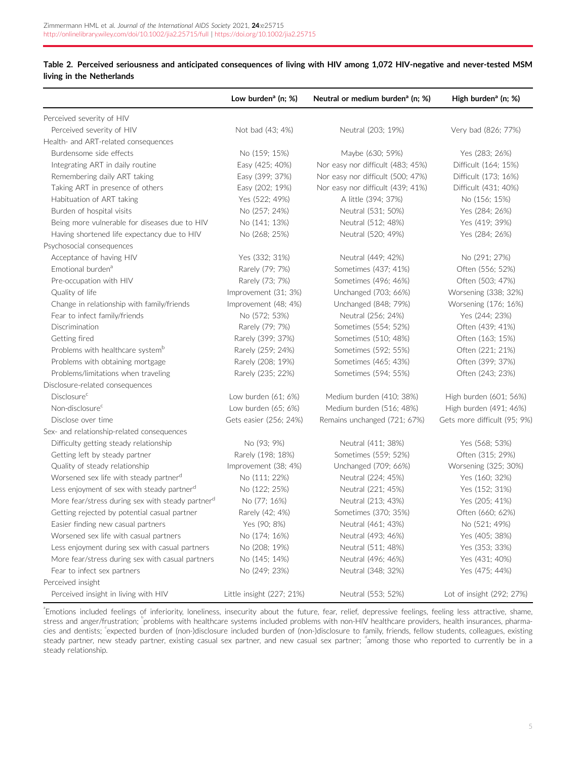**Table 2. Perceived seriousness and anticipated consequences of living with HIV among 1,072 HIV-negative and never-tested MSM living in the Netherlands**

| | Low burden[a] (n; %) | Neutral or medium burden[a] (n; %) | High burden[a] (n; %) |
|---|---|---|---|
| Perceived severity of HIV | | | |
| Perceived severity of HIV | Not bad (43; 4%) | Neutral (203; 19%) | Very bad (826; 77%) |
| Health- and ART-related consequences | | | |
| Burdensome side effects | No (159; 15%) | Maybe (630; 59%) | Yes (283; 26%) |
| Integrating ART in daily routine | Easy (425; 40%) | Nor easy nor difficult (483; 45%) | Difficult (164; 15%) |
| Remembering daily ART taking | Easy (399; 37%) | Nor easy nor difficult (500; 47%) | Difficult (173; 16%) |
| Taking ART in presence of others | Easy (202; 19%) | Nor easy nor difficult (439; 41%) | Difficult (431; 40%) |
| Habituation of ART taking | Yes (522; 49%) | A little (394; 37%) | No (156; 15%) |
| Burden of hospital visits | No (257; 24%) | Neutral (531; 50%) | Yes (284; 26%) |
| Being more vulnerable for diseases due to HIV | No (141; 13%) | Neutral (512; 48%) | Yes (419; 39%) |
| Having shortened life expectancy due to HIV | No (268; 25%) | Neutral (520; 49%) | Yes (284; 26%) |
| Psychosocial consequences | | | |
| Acceptance of having HIV | Yes (332; 31%) | Neutral (449; 42%) | No (291; 27%) |
| Emotional burden[a] | Rarely (79; 7%) | Sometimes (437; 41%) | Often (556; 52%) |
| Pre-occupation with HIV | Rarely (73; 7%) | Sometimes (496; 46%) | Often (503; 47%) |
| Quality of life | Improvement (31; 3%) | Unchanged (703; 66%) | Worsening (338; 32%) |
| Change in relationship with family/friends | Improvement (48; 4%) | Unchanged (848; 79%) | Worsening (176; 16%) |
| Fear to infect family/friends | No (572; 53%) | Neutral (256; 24%) | Yes (244; 23%) |
| Discrimination | Rarely (79; 7%) | Sometimes (554; 52%) | Often (439; 41%) |
| Getting fired | Rarely (399; 37%) | Sometimes (510; 48%) | Often (163; 15%) |
| Problems with healthcare system[b] | Rarely (259; 24%) | Sometimes (592; 55%) | Often (221; 21%) |
| Problems with obtaining mortgage | Rarely (208; 19%) | Sometimes (465; 43%) | Often (399; 37%) |
| Problems/limitations when traveling | Rarely (235; 22%) | Sometimes (594; 55%) | Often (243; 23%) |
| Disclosure-related consequences | | | |
| Disclosure[c] | Low burden (61; 6%) | Medium burden (410; 38%) | High burden (601; 56%) |
| Non-disclosure[c] | Low burden (65; 6%) | Medium burden (516; 48%) | High burden (491; 46%) |
| Disclose over time | Gets easier (256; 24%) | Remains unchanged (721; 67%) | Gets more difficult (95; 9%) |
| Sex- and relationship-related consequences | | | |
| Difficulty getting steady relationship | No (93; 9%) | Neutral (411; 38%) | Yes (568; 53%) |
| Getting left by steady partner | Rarely (198; 18%) | Sometimes (559; 52%) | Often (315; 29%) |
| Quality of steady relationship | Improvement (38; 4%) | Unchanged (709; 66%) | Worsening (325; 30%) |
| Worsened sex life with steady partner[d] | No (111; 22%) | Neutral (224; 45%) | Yes (160; 32%) |
| Less enjoyment of sex with steady partner[d] | No (122; 25%) | Neutral (221; 45%) | Yes (152; 31%) |
| More fear/stress during sex with steady partner[d] | No (77; 16%) | Neutral (213; 43%) | Yes (205; 41%) |
| Getting rejected by potential casual partner | Rarely (42; 4%) | Sometimes (370; 35%) | Often (660; 62%) |
| Easier finding new casual partners | Yes (90; 8%) | Neutral (461; 43%) | No (521; 49%) |
| Worsened sex life with casual partners | No (174; 16%) | Neutral (493; 46%) | Yes (405; 38%) |
| Less enjoyment during sex with casual partners | No (208; 19%) | Neutral (511; 48%) | Yes (353; 33%) |
| More fear/stress during sex with casual partners | No (145; 14%) | Neutral (496; 46%) | Yes (431; 40%) |
| Fear to infect sex partners | No (249; 23%) | Neutral (348; 32%) | Yes (475; 44%) |
| Perceived insight | | | |
| Perceived insight in living with HIV | Little insight (227; 21%) | Neutral (553; 52%) | Lot of insight (292; 27%) |

[a]Emotions included feelings of inferiority, loneliness, insecurity about the future, fear, relief, depressive feelings, feeling less attractive, shame, stress and anger/frustration; [b]problems with healthcare systems included problems with non-HIV healthcare providers, health insurances, pharmacies and dentists; [c]expected burden of (non-)disclosure included burden of (non-)disclosure to family, friends, fellow students, colleagues, existing steady partner, new steady partner, existing casual sex partner, and new casual sex partner; [d]among those who reported to currently be in a steady relationship.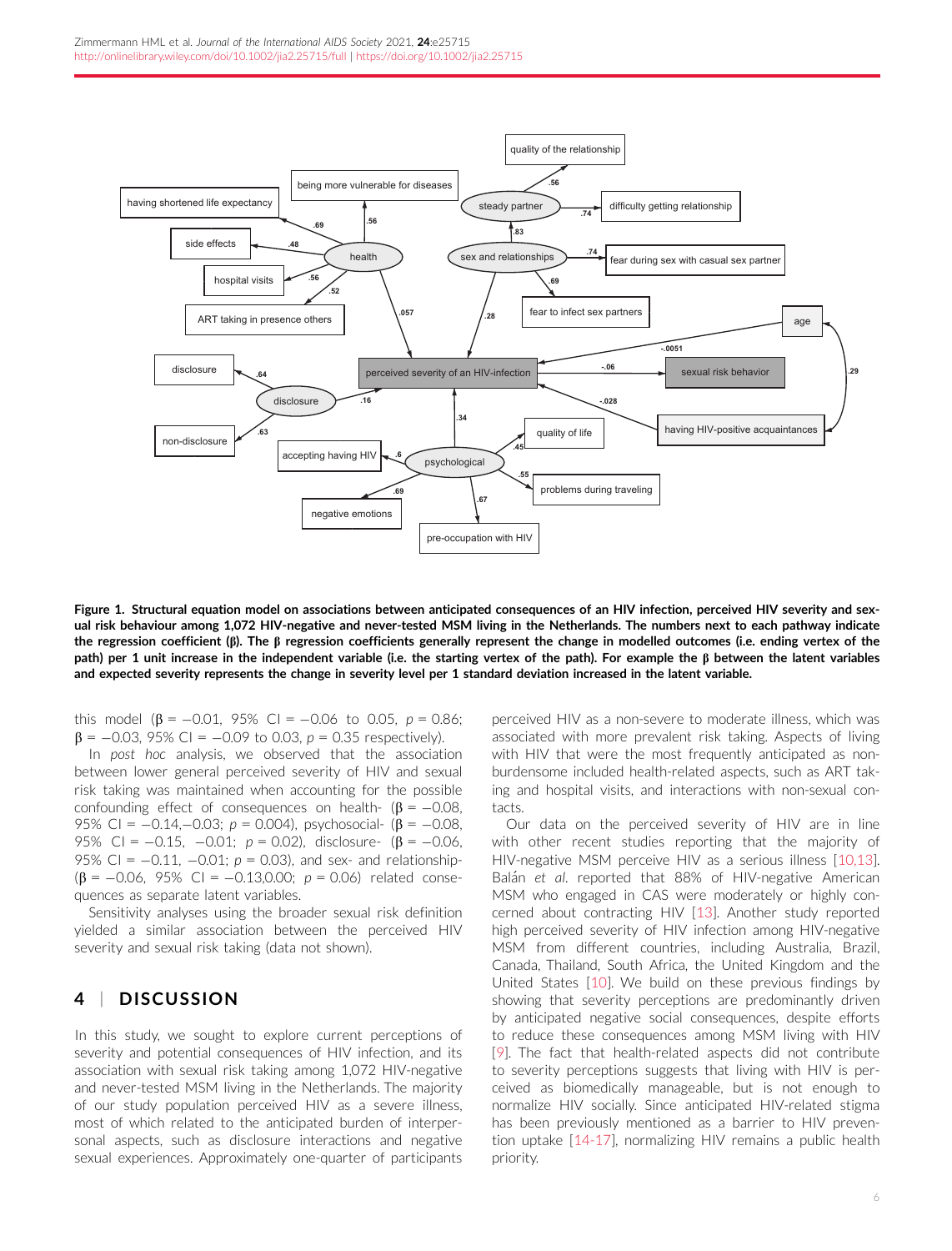**Figure 1. Structural equation model on associations between anticipated consequences of an HIV infection, perceived HIV severity and sexual risk behaviour among 1,072 HIV-negative and never-tested MSM living in the Netherlands. The numbers next to each pathway indicate the regression coefficient (β). The β regression coefficients generally represent the change in modelled outcomes (i.e. ending vertex of the path) per 1 unit increase in the independent variable (i.e. the starting vertex of the path). For example the β between the latent variables and expected severity represents the change in severity level per 1 standard deviation increased in the latent variable.**

this model (β = −0.01, 95% CI = −0.06 to 0.05, $p = 0.86$; β = −0.03, 95% CI = −0.09 to 0.03, $p = 0.35$ respectively).

In *post hoc* analysis, we observed that the association between lower general perceived severity of HIV and sexual risk taking was maintained when accounting for the possible confounding effect of consequences on health- (β = −0.08, 95% CI = −0.14,−0.03; $p = 0.004$), psychosocial- (β = −0.08, 95% CI = −0.15, −0.01; $p = 0.02$), disclosure- (β = −0.06, 95% CI = −0.11, −0.01; $p = 0.03$), and sex- and relationship- (β = −0.06, 95% CI = −0.13,0.00; $p = 0.06$) related consequences as separate latent variables.

Sensitivity analyses using the broader sexual risk definition yielded a similar association between the perceived HIV severity and sexual risk taking (data not shown).

## 4 | DISCUSSION

In this study, we sought to explore current perceptions of severity and potential consequences of HIV infection, and its association with sexual risk taking among 1,072 HIV-negative and never-tested MSM living in the Netherlands. The majority of our study population perceived HIV as a severe illness, most of which related to the anticipated burden of interpersonal aspects, such as disclosure interactions and negative sexual experiences. Approximately one-quarter of participants perceived HIV as a non-severe to moderate illness, which was associated with more prevalent risk taking. Aspects of living with HIV that were the most frequently anticipated as non-burdensome included health-related aspects, such as ART taking and hospital visits, and interactions with non-sexual contacts.

Our data on the perceived severity of HIV are in line with other recent studies reporting that the majority of HIV-negative MSM perceive HIV as a serious illness [10,13]. Balán *et al.* reported that 88% of HIV-negative American MSM who engaged in CAS were moderately or highly concerned about contracting HIV [13]. Another study reported high perceived severity of HIV infection among HIV-negative MSM from different countries, including Australia, Brazil, Canada, Thailand, South Africa, the United Kingdom and the United States [10]. We build on these previous findings by showing that severity perceptions are predominantly driven by anticipated negative social consequences, despite efforts to reduce these consequences among MSM living with HIV [9]. The fact that health-related aspects did not contribute to severity perceptions suggests that living with HIV is perceived as biomedically manageable, but is not enough to normalize HIV socially. Since anticipated HIV-related stigma has been previously mentioned as a barrier to HIV prevention uptake [14-17], normalizing HIV remains a public health priority.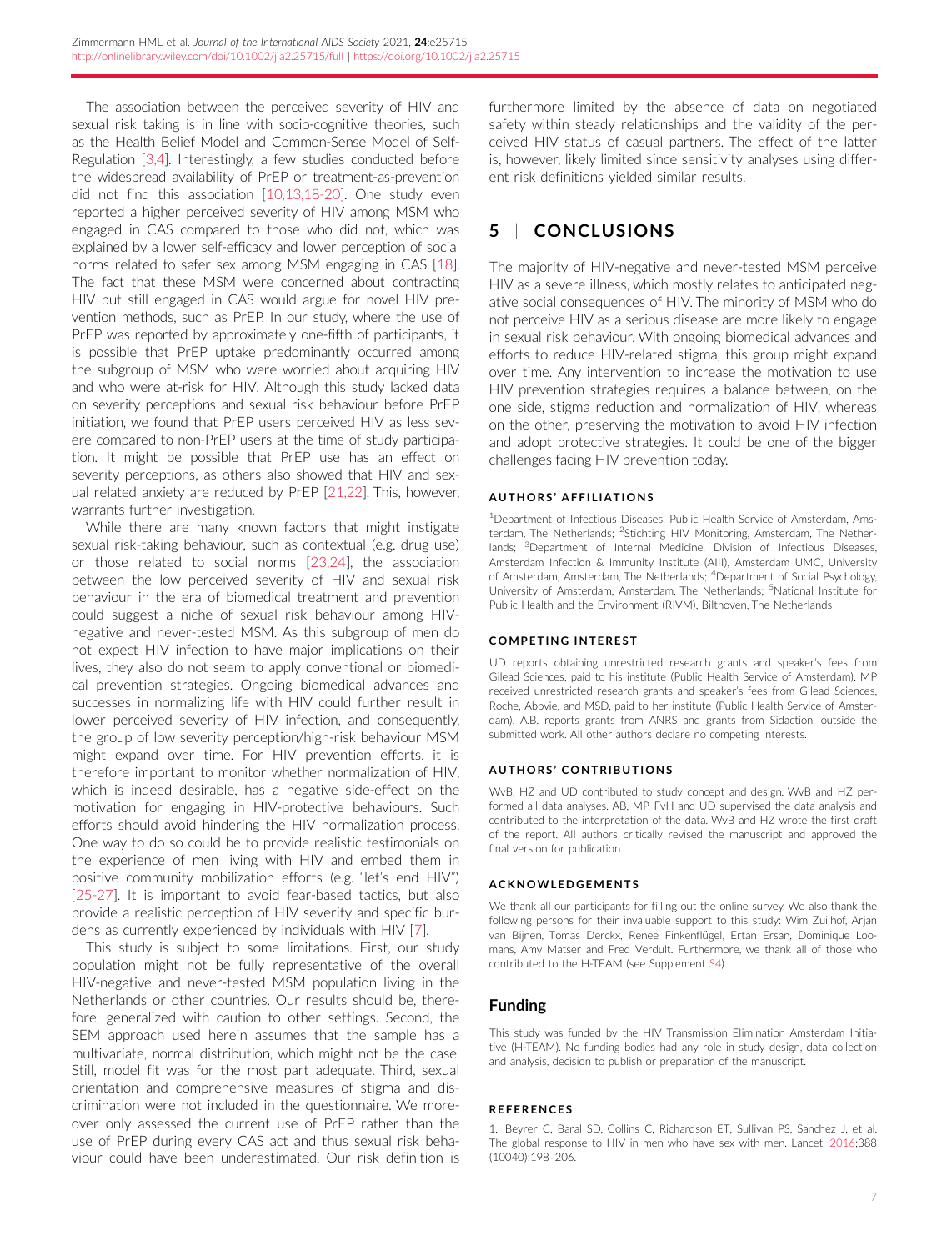The association between the perceived severity of HIV and sexual risk taking is in line with socio-cognitive theories, such as the Health Belief Model and Common-Sense Model of Self-Regulation [3,4]. Interestingly, a few studies conducted before the widespread availability of PrEP or treatment-as-prevention did not find this association [10,13,18-20]. One study even reported a higher perceived severity of HIV among MSM who engaged in CAS compared to those who did not, which was explained by a lower self-efficacy and lower perception of social norms related to safer sex among MSM engaging in CAS [18]. The fact that these MSM were concerned about contracting HIV but still engaged in CAS would argue for novel HIV prevention methods, such as PrEP. In our study, where the use of PrEP was reported by approximately one-fifth of participants, it is possible that PrEP uptake predominantly occurred among the subgroup of MSM who were worried about acquiring HIV and who were at-risk for HIV. Although this study lacked data on severity perceptions and sexual risk behaviour before PrEP initiation, we found that PrEP users perceived HIV as less severe compared to non-PrEP users at the time of study participation. It might be possible that PrEP use has an effect on severity perceptions, as others also showed that HIV and sexual related anxiety are reduced by PrEP [21,22]. This, however, warrants further investigation.

While there are many known factors that might instigate sexual risk-taking behaviour, such as contextual (e.g. drug use) or those related to social norms [23,24], the association between the low perceived severity of HIV and sexual risk behaviour in the era of biomedical treatment and prevention could suggest a niche of sexual risk behaviour among HIV-negative and never-tested MSM. As this subgroup of men do not expect HIV infection to have major implications on their lives, they also do not seem to apply conventional or biomedical prevention strategies. Ongoing biomedical advances and successes in normalizing life with HIV could further result in lower perceived severity of HIV infection, and consequently, the group of low severity perception/high-risk behaviour MSM might expand over time. For HIV prevention efforts, it is therefore important to monitor whether normalization of HIV, which is indeed desirable, has a negative side-effect on the motivation for engaging in HIV-protective behaviours. Such efforts should avoid hindering the HIV normalization process. One way to do so could be to provide realistic testimonials on the experience of men living with HIV and embed them in positive community mobilization efforts (e.g. "let's end HIV") [25-27]. It is important to avoid fear-based tactics, but also provide a realistic perception of HIV severity and specific burdens as currently experienced by individuals with HIV [7].

This study is subject to some limitations. First, our study population might not be fully representative of the overall HIV-negative and never-tested MSM population living in the Netherlands or other countries. Our results should be, therefore, generalized with caution to other settings. Second, the SEM approach used herein assumes that the sample has a multivariate, normal distribution, which might not be the case. Still, model fit was for the most part adequate. Third, sexual orientation and comprehensive measures of stigma and discrimination were not included in the questionnaire. We moreover only assessed the current use of PrEP rather than the use of PrEP during every CAS act and thus sexual risk behaviour could have been underestimated. Our risk definition is furthermore limited by the absence of data on negotiated safety within steady relationships and the validity of the perceived HIV status of casual partners. The effect of the latter is, however, likely limited since sensitivity analyses using different risk definitions yielded similar results.

## 5 | CONCLUSIONS

The majority of HIV-negative and never-tested MSM perceive HIV as a severe illness, which mostly relates to anticipated negative social consequences of HIV. The minority of MSM who do not perceive HIV as a serious disease are more likely to engage in sexual risk behaviour. With ongoing biomedical advances and efforts to reduce HIV-related stigma, this group might expand over time. Any intervention to increase the motivation to use HIV prevention strategies requires a balance between, on the one side, stigma reduction and normalization of HIV, whereas on the other, preserving the motivation to avoid HIV infection and adopt protective strategies. It could be one of the bigger challenges facing HIV prevention today.

### AUTHORS' AFFILIATIONS

[1]Department of Infectious Diseases, Public Health Service of Amsterdam, Amsterdam, The Netherlands; [2]Stichting HIV Monitoring, Amsterdam, The Netherlands; [3]Department of Internal Medicine, Division of Infectious Diseases, Amsterdam Infection & Immunity Institute (AIII), Amsterdam UMC, University of Amsterdam, Amsterdam, The Netherlands; [4]Department of Social Psychology, University of Amsterdam, Amsterdam, The Netherlands; [5]National Institute for Public Health and the Environment (RIVM), Bilthoven, The Netherlands

### COMPETING INTEREST

UD reports obtaining unrestricted research grants and speaker's fees from Gilead Sciences, paid to his institute (Public Health Service of Amsterdam). MP received unrestricted research grants and speaker's fees from Gilead Sciences, Roche, Abbvie, and MSD, paid to her institute (Public Health Service of Amsterdam). A.B. reports grants from ANRS and grants from Sidaction, outside the submitted work. All other authors declare no competing interests.

### AUTHORS' CONTRIBUTIONS

WvB, HZ and UD contributed to study concept and design. WvB and HZ performed all data analyses. AB, MP, FvH and UD supervised the data analysis and contributed to the interpretation of the data. WvB and HZ wrote the first draft of the report. All authors critically revised the manuscript and approved the final version for publication.

### ACKNOWLEDGEMENTS

We thank all our participants for filling out the online survey. We also thank the following persons for their invaluable support to this study: Wim Zuilhof, Arjan van Bijnen, Tomas Derckx, Renee Finkenflügel, Ertan Ersan, Dominique Loomans, Amy Matser and Fred Verdult. Furthermore, we thank all of those who contributed to the H-TEAM (see Supplement S4).

## Funding

This study was funded by the HIV Transmission Elimination Amsterdam Initiative (H-TEAM). No funding bodies had any role in study design, data collection and analysis, decision to publish or preparation of the manuscript.

### REFERENCES

1. Beyrer C, Baral SD, Collins C, Richardson ET, Sullivan PS, Sanchez J, et al. The global response to HIV in men who have sex with men. Lancet. 2016;388(10040):198–206.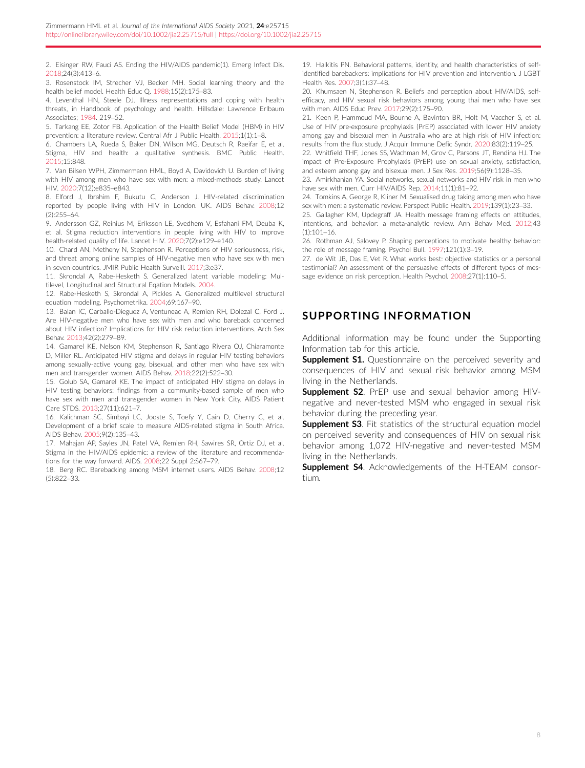2. Eisinger RW, Fauci AS. Ending the HIV/AIDS pandemic(1). Emerg Infect Dis. 2018;24(3):413–6.

3. Rosenstock IM, Strecher VJ, Becker MH. Social learning theory and the health belief model. Health Educ Q. 1988;15(2):175–83.

4. Leventhal HN, Steele DJ. Illness representations and coping with health threats, in Handbook of psychology and health. Hillsdale: Lawrence Erlbaum Associates; 1984. 219–52.

5. Tarkang EE, Zotor FB. Application of the Health Belief Model (HBM) in HIV prevention: a literature review. Central Afr J Public Health. 2015;1(1):1–8.

6. Chambers LA, Rueda S, Baker DN, Wilson MG, Deutsch R, Raeifar E, et al. Stigma, HIV and health: a qualitative synthesis. BMC Public Health. 2015;15:848.

7. Van Bilsen WPH, Zimmermann HML, Boyd A, Davidovich U. Burden of living with HIV among men who have sex with men: a mixed-methods study. Lancet HIV. 2020;7(12):e835–e843.

8. Elford J, Ibrahim F, Bukutu C, Anderson J. HIV-related discrimination reported by people living with HIV in London. UK. AIDS Behav. 2008;12(2):255–64.

9. Andersson GZ, Reinius M, Eriksson LE, Svedhem V, Esfahani FM, Deuba K, et al. Stigma reduction interventions in people living with HIV to improve health-related quality of life. Lancet HIV. 2020;7(2):e129–e140.

10. Chard AN, Metheny N, Stephenson R. Perceptions of HIV seriousness, risk, and threat among online samples of HIV-negative men who have sex with men in seven countries. JMIR Public Health Surveill. 2017;3:e37.

11. Skrondal A, Rabe-Hesketh S. Generalized latent variable modeling: Multilevel, Longitudinal and Structural Eqation Models. 2004.

12. Rabe-Hesketh S, Skrondal A, Pickles A. Generalized multilevel structural equation modeling. Psychometrika. 2004;69:167–90.

13. Balan IC, Carballo-Dieguez A, Ventuneac A, Remien RH, Dolezal C, Ford J. Are HIV-negative men who have sex with men and who bareback concerned about HIV infection? Implications for HIV risk reduction interventions. Arch Sex Behav. 2013;42(2):279–89.

14. Gamarel KE, Nelson KM, Stephenson R, Santiago Rivera OJ, Chiaramonte D, Miller RL. Anticipated HIV stigma and delays in regular HIV testing behaviors among sexually-active young gay, bisexual, and other men who have sex with men and transgender women. AIDS Behav. 2018;22(2):522–30.

15. Golub SA, Gamarel KE. The impact of anticipated HIV stigma on delays in HIV testing behaviors: findings from a community-based sample of men who have sex with men and transgender women in New York City. AIDS Patient Care STDS. 2013;27(11):621–7.

16. Kalichman SC, Simbayi LC, Jooste S, Toefy Y, Cain D, Cherry C, et al. Development of a brief scale to measure AIDS-related stigma in South Africa. AIDS Behav. 2005;9(2):135–43.

17. Mahajan AP, Sayles JN, Patel VA, Remien RH, Sawires SR, Ortiz DJ, et al. Stigma in the HIV/AIDS epidemic: a review of the literature and recommendations for the way forward. AIDS. 2008;22 Suppl 2:S67–79.

18. Berg RC. Barebacking among MSM internet users. AIDS Behav. 2008;12(5):822–33.

19. Halkitis PN. Behavioral patterns, identity, and health characteristics of self-identified barebackers: implications for HIV prevention and intervention. J LGBT Health Res. 2007;3(1):37–48.

20. Khumsaen N, Stephenson R. Beliefs and perception about HIV/AIDS, self-efficacy, and HIV sexual risk behaviors among young thai men who have sex with men. AIDS Educ Prev. 2017;29(2):175–90.

21. Keen P, Hammoud MA, Bourne A, Bavinton BR, Holt M, Vaccher S, et al. Use of HIV pre-exposure prophylaxis (PrEP) associated with lower HIV anxiety among gay and bisexual men in Australia who are at high risk of HIV infection: results from the flux study. J Acquir Immune Defic Syndr. 2020;83(2):119–25.

22. Whitfield THF, Jones SS, Wachman M, Grov C, Parsons JT, Rendina HJ. The impact of Pre-Exposure Prophylaxis (PrEP) use on sexual anxiety, satisfaction, and esteem among gay and bisexual men. J Sex Res. 2019;56(9):1128–35.

23. Amirkhanian YA. Social networks, sexual networks and HIV risk in men who have sex with men. Curr HIV/AIDS Rep. 2014;11(1):81–92.

24. Tomkins A, George R, Kliner M. Sexualised drug taking among men who have sex with men: a systematic review. Perspect Public Health. 2019;139(1):23–33.

25. Gallagher KM, Updegraff JA. Health message framing effects on attitudes, intentions, and behavior: a meta-analytic review. Ann Behav Med. 2012;43(1):101–16.

26. Rothman AJ, Salovey P. Shaping perceptions to motivate healthy behavior: the role of message framing. Psychol Bull. 1997;121(1):3–19.

27. de Wit JB, Das E, Vet R. What works best: objective statistics or a personal testimonial? An assessment of the persuasive effects of different types of message evidence on risk perception. Health Psychol. 2008;27(1):110–5.

## SUPPORTING INFORMATION

Additional information may be found under the Supporting Information tab for this article.

**Supplement S1.** Questionnaire on the perceived severity and consequences of HIV and sexual risk behavior among MSM living in the Netherlands.

**Supplement S2**. PrEP use and sexual behavior among HIV-negative and never-tested MSM who engaged in sexual risk behavior during the preceding year.

**Supplement S3**. Fit statistics of the structural equation model on perceived severity and consequences of HIV on sexual risk behavior among 1,072 HIV-negative and never-tested MSM living in the Netherlands.

**Supplement S4**. Acknowledgements of the H-TEAM consortium.